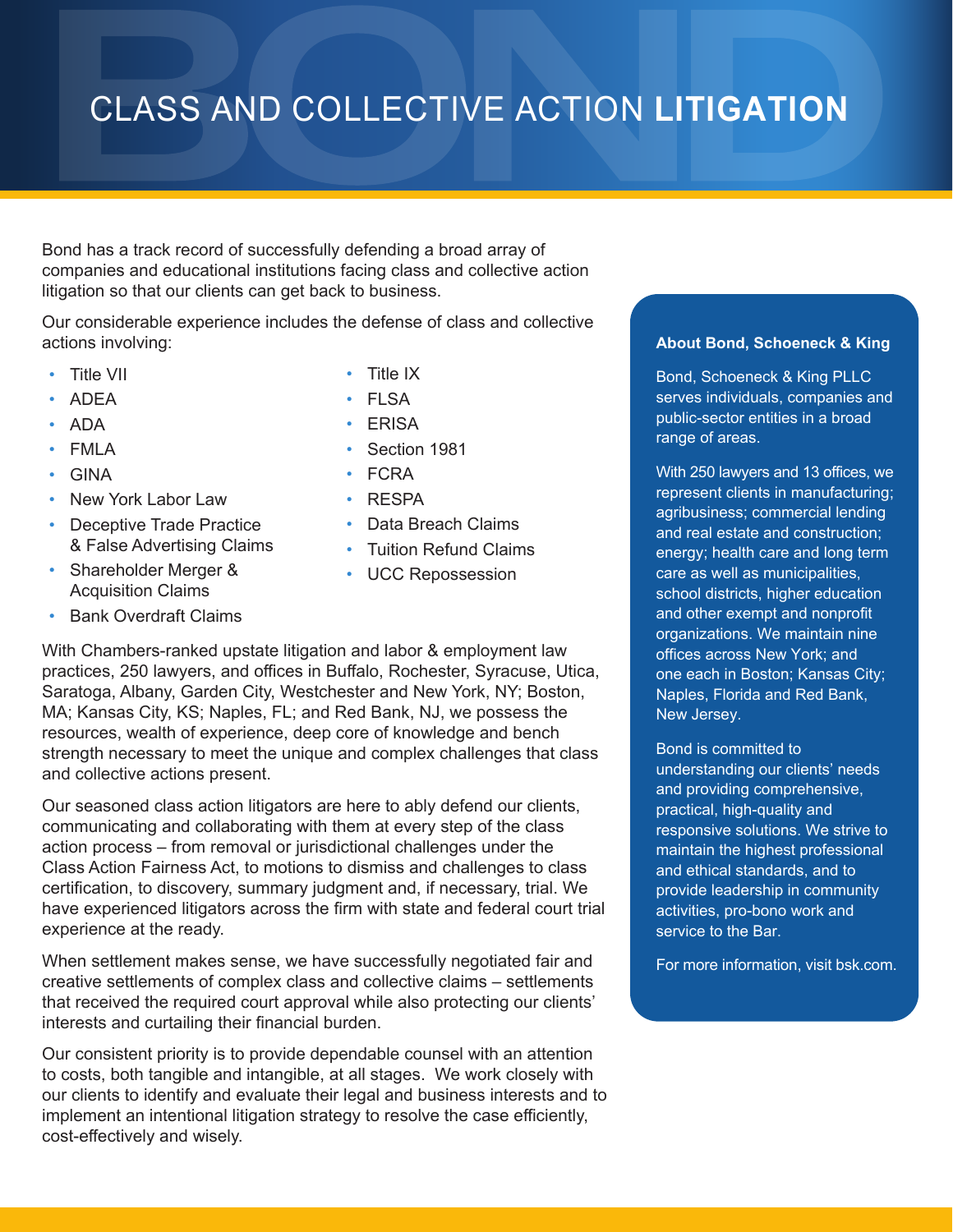# CLASS AND COLLECTIVE ACTION **LITIGATION**

Bond has a track record of successfully defending a broad array of companies and educational institutions facing class and collective action litigation so that our clients can get back to business.

Our considerable experience includes the defense of class and collective actions involving:

- Title VII
- ADEA
- ADA
- FMLA
- GINA
- New York Labor Law
- Deceptive Trade Practice & False Advertising Claims
- Shareholder Merger & Acquisition Claims
- Bank Overdraft Claims
- Title IX
- FLSA
- ERISA
- Section 1981
- FCRA
- RESPA
- Data Breach Claims
- Tuition Refund Claims
- UCC Repossession

With Chambers-ranked upstate litigation and labor & employment law practices, 250 lawyers, and offices in Buffalo, Rochester, Syracuse, Utica, Saratoga, Albany, Garden City, Westchester and New York, NY; Boston, MA; Kansas City, KS; Naples, FL; and Red Bank, NJ, we possess the resources, wealth of experience, deep core of knowledge and bench strength necessary to meet the unique and complex challenges that class and collective actions present.

Our seasoned class action litigators are here to ably defend our clients, communicating and collaborating with them at every step of the class action process – from removal or jurisdictional challenges under the Class Action Fairness Act, to motions to dismiss and challenges to class certification, to discovery, summary judgment and, if necessary, trial. We have experienced litigators across the firm with state and federal court trial experience at the ready.

When settlement makes sense, we have successfully negotiated fair and creative settlements of complex class and collective claims – settlements that received the required court approval while also protecting our clients' interests and curtailing their financial burden.

Our consistent priority is to provide dependable counsel with an attention to costs, both tangible and intangible, at all stages. We work closely with our clients to identify and evaluate their legal and business interests and to implement an intentional litigation strategy to resolve the case efficiently, cost-effectively and wisely.

**About Bond, Schoeneck & King**

Bond, Schoeneck & King PLLC serves individuals, companies and public-sector entities in a broad range of areas.

With 250 lawyers and 13 offices, we represent clients in manufacturing; agribusiness; commercial lending and real estate and construction; energy; health care and long term care as well as municipalities, school districts, higher education and other exempt and nonprofit organizations. We maintain nine offices across New York; and one each in Boston; Kansas City; Naples, Florida and Red Bank, New Jersey.

Bond is committed to understanding our clients' needs and providing comprehensive, practical, high-quality and responsive solutions. We strive to maintain the highest professional and ethical standards, and to provide leadership in community activities, pro-bono work and service to the Bar.

For more information, visit bsk.com.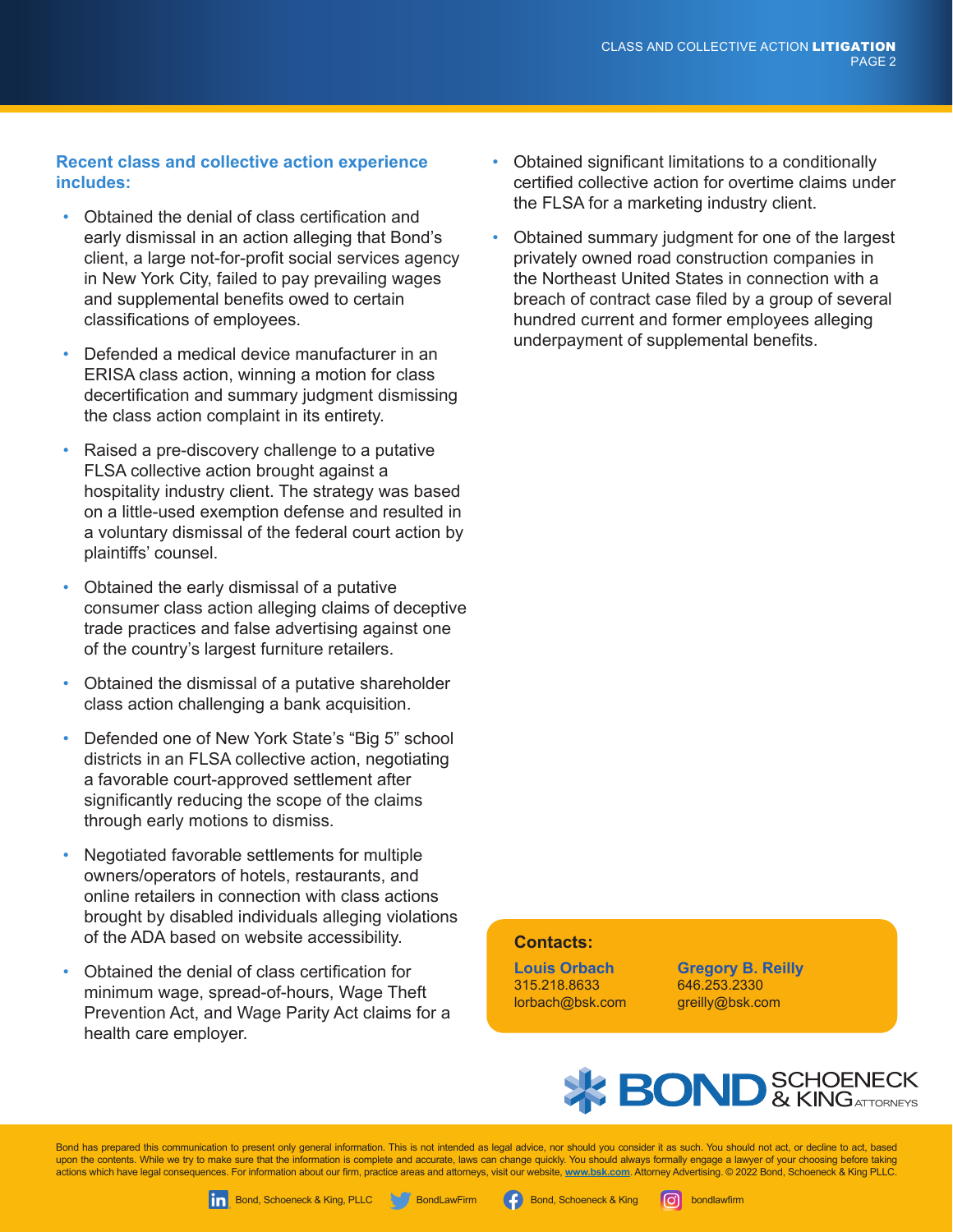### Recent class and collective action experience includes:

- Obtained the denial of class certification and early dismissal in an action alleging that Bond's client, a large not-for-profit social services agency in New York City, failed to pay prevailing wages and supplemental benefits owed to certain classifications of employees.
- Defended a medical device manufacturer in an ERISA class action, winning a motion for class decertification and summary judgment dismissing the class action complaint in its entirety.
- Raised a pre-discovery challenge to a putative FLSA collective action brought against a hospitality industry client. The strategy was based on a little-used exemption defense and resulted in a voluntary dismissal of the federal court action by plaintiffs' counsel.
- Obtained the early dismissal of a putative consumer class action alleging claims of deceptive trade practices and false advertising against one of the country's largest furniture retailers.
- Obtained the dismissal of a putative shareholder class action challenging a bank acquisition.
- Defended one of New York State's "Big 5" school districts in an FLSA collective action, negotiating a favorable court-approved settlement after significantly reducing the scope of the claims through early motions to dismiss.
- Negotiated favorable settlements for multiple owners/operators of hotels, restaurants, and online retailers in connection with class actions brought by disabled individuals alleging violations of the ADA based on website accessibility.
- Obtained the denial of class certification for minimum wage, spread-of-hours, Wage Theft Prevention Act, and Wage Parity Act claims for a health care employer.
- Obtained significant limitations to a conditionally certified collective action for overtime claims under the FLSA for a marketing industry client.
- Obtained summary judgment for one of the largest privately owned road construction companies in the Northeast United States in connection with a breach of contract case filed by a group of several hundred current and former employees alleging underpayment of supplemental benefits.

**Contacts:**

**Louis Orbach**
315.218.8633
lorbach@bsk.com

**Gregory B. Reilly**
646.253.2330
greilly@bsk.com

BOND SCHOENECK & KING ATTORNEYS

Bond has prepared this communication to present only general information. This is not intended as legal advice, nor should you consider it as such. You should not act, or decline to act, based upon the contents. While we try to make sure that the information is complete and accurate, laws can change quickly. You should always formally engage a lawyer of your choosing before taking actions which have legal consequences. For information about our firm, practice areas and attorneys, visit our website, www.bsk.com. Attorney Advertising. © 2022 Bond, Schoeneck & King PLLC.

Bond, Schoeneck & King, PLLC | BondLawFirm | Bond, Schoeneck & King | bondlawfirm